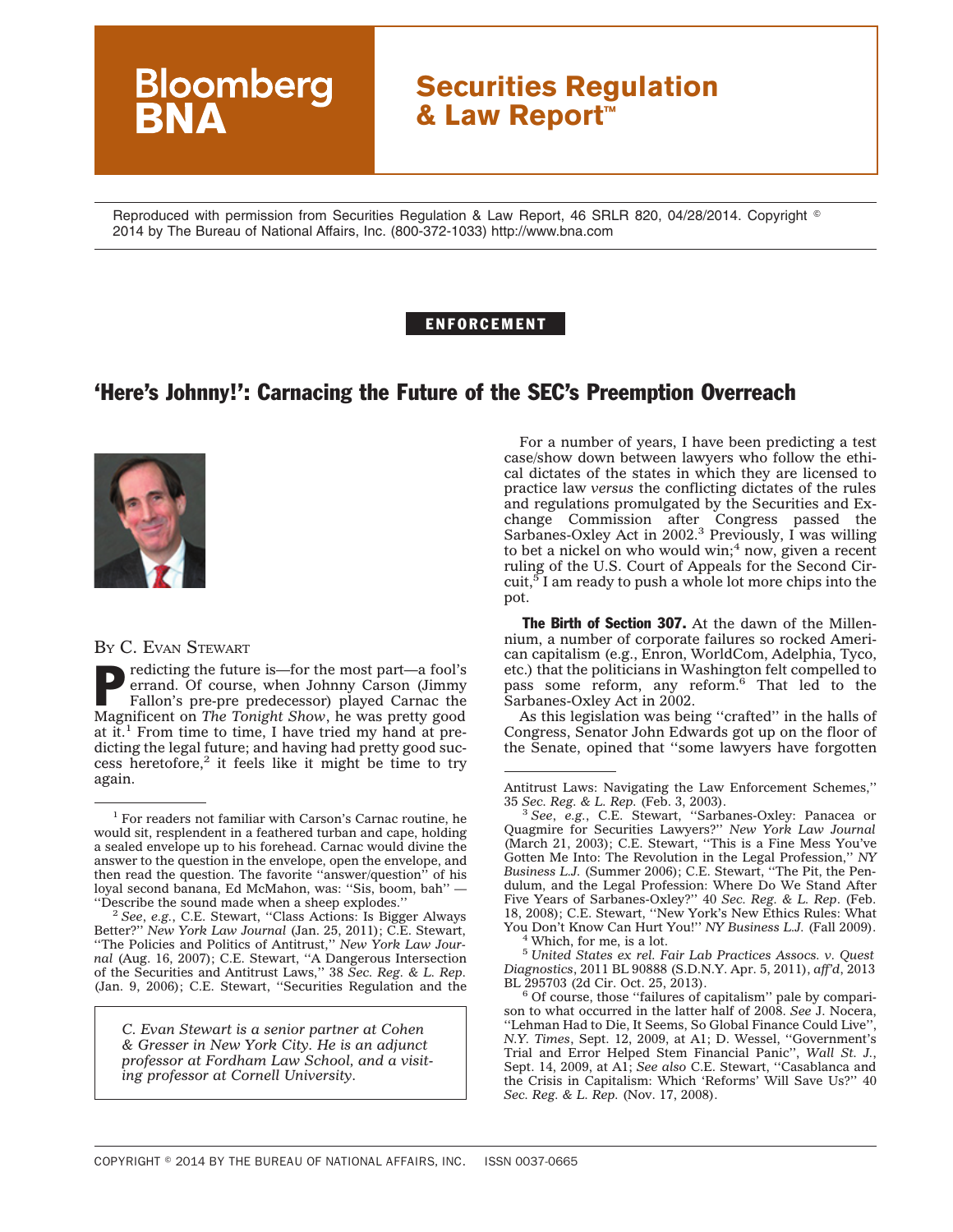Reproduced with permission from Securities Regulation & Law Report, 46 SRLR 820, 04/28/2014. Copyright © 2014 by The Bureau of National Affairs, Inc. (800-372-1033) http://www.bna.com

ENFORCEMENT

# 'Here's Johnny!': Carnacing the Future of the SEC's Preemption Overreach

BY C. EVAN STEWART

Predicting the future is—for the most part—a fool's errand. Of course, when Johnny Carson (Jimmy Fallon's pre-pre predecessor) played Carnac the Magnificent on *The Tonight Show*, he was pretty good at it.[1] From time to time, I have tried my hand at predicting the legal future; and having had pretty good success heretofore,[2] it feels like it might be time to try again.

*C. Evan Stewart is a senior partner at Cohen & Gresser in New York City. He is an adjunct professor at Fordham Law School, and a visiting professor at Cornell University.*

For a number of years, I have been predicting a test case/show down between lawyers who follow the ethical dictates of the states in which they are licensed to practice law *versus* the conflicting dictates of the rules and regulations promulgated by the Securities and Exchange Commission after Congress passed the Sarbanes-Oxley Act in 2002.[3] Previously, I was willing to bet a nickel on who would win;[4] now, given a recent ruling of the U.S. Court of Appeals for the Second Circuit,[5] I am ready to push a whole lot more chips into the pot.

**The Birth of Section 307.** At the dawn of the Millennium, a number of corporate failures so rocked American capitalism (e.g., Enron, WorldCom, Adelphia, Tyco, etc.) that the politicians in Washington felt compelled to pass some reform, any reform.[6] That led to the Sarbanes-Oxley Act in 2002.

As this legislation was being ''crafted'' in the halls of Congress, Senator John Edwards got up on the floor of the Senate, opined that ''some lawyers have forgotten

---

[1] For readers not familiar with Carson's Carnac routine, he would sit, resplendent in a feathered turban and cape, holding a sealed envelope up to his forehead. Carnac would divine the answer to the question in the envelope, open the envelope, and then read the question. The favorite ''answer/question'' of his loyal second banana, Ed McMahon, was: ''Sis, boom, bah'' — ''Describe the sound made when a sheep explodes.''

[2] *See, e.g.*, C.E. Stewart, ''Class Actions: Is Bigger Always Better?'' *New York Law Journal* (Jan. 25, 2011); C.E. Stewart, ''The Policies and Politics of Antitrust,'' *New York Law Journal* (Aug. 16, 2007); C.E. Stewart, ''A Dangerous Intersection of the Securities and Antitrust Laws,'' 38 *Sec. Reg. & L. Rep.* (Jan. 9, 2006); C.E. Stewart, ''Securities Regulation and the Antitrust Laws: Navigating the Law Enforcement Schemes,'' 35 *Sec. Reg. & L. Rep.* (Feb. 3, 2003).

[3] *See, e.g.*, C.E. Stewart, ''Sarbanes-Oxley: Panacea or Quagmire for Securities Lawyers?'' *New York Law Journal* (March 21, 2003); C.E. Stewart, ''This is a Fine Mess You've Gotten Me Into: The Revolution in the Legal Profession,'' *NY Business L.J.* (Summer 2006); C.E. Stewart, ''The Pit, the Pendulum, and the Legal Profession: Where Do We Stand After Five Years of Sarbanes-Oxley?'' 40 *Sec. Reg. & L. Rep.* (Feb. 18, 2008); C.E. Stewart, ''New York's New Ethics Rules: What You Don't Know Can Hurt You!'' *NY Business L.J.* (Fall 2009).

[4] Which, for me, is a lot.

[5] *United States ex rel. Fair Lab Practices Assocs. v. Quest Diagnostics*, 2011 BL 90888 (S.D.N.Y. Apr. 5, 2011), *aff'd*, 2013 BL 295703 (2d Cir. Oct. 25, 2013).

[6] Of course, those ''failures of capitalism'' pale by comparison to what occurred in the latter half of 2008. *See* J. Nocera, ''Lehman Had to Die, It Seems, So Global Finance Could Live'', *N.Y. Times*, Sept. 12, 2009, at A1; D. Wessel, ''Government's Trial and Error Helped Stem Financial Panic'', *Wall St. J.*, Sept. 14, 2009, at A1; *See also* C.E. Stewart, ''Casablanca and the Crisis in Capitalism: Which 'Reforms' Will Save Us?'' 40 *Sec. Reg. & L. Rep.* (Nov. 17, 2008).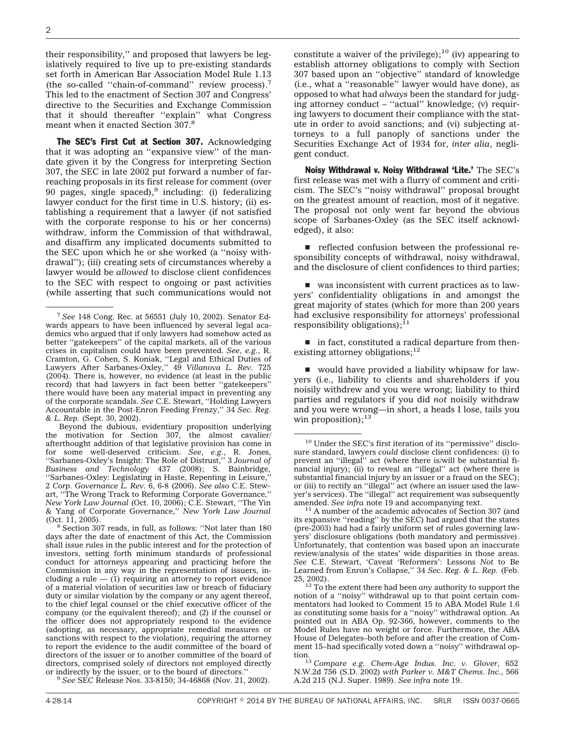their responsibility,'' and proposed that lawyers be legislatively required to live up to pre-existing standards set forth in American Bar Association Model Rule 1.13 (the so-called ''chain-of-command'' review process).[7] This led to the enactment of Section 307 and Congress' directive to the Securities and Exchange Commission that it should thereafter ''explain'' what Congress meant when it enacted Section 307.[8]

**The SEC's First Cut at Section 307.** Acknowledging that it was adopting an ''expansive view'' of the mandate given it by the Congress for interpreting Section 307, the SEC in late 2002 put forward a number of far-reaching proposals in its first release for comment (over 90 pages, single spaced),[9] including: (i) federalizing lawyer conduct for the first time in U.S. history; (ii) establishing a requirement that a lawyer (if not satisfied with the corporate response to his or her concerns) withdraw, inform the Commission of that withdrawal, and disaffirm any implicated documents submitted to the SEC upon which he or she worked (a ''noisy withdrawal''); (iii) creating sets of circumstances whereby a lawyer would be *allowed* to disclose client confidences to the SEC with respect to ongoing or past activities (while asserting that such communications would not constitute a waiver of the privilege);[10] (iv) appearing to establish attorney obligations to comply with Section 307 based upon an ''objective'' standard of knowledge (i.e., what a ''reasonable'' lawyer would have done), as opposed to what had *always* been the standard for judging attorney conduct – ''actual'' knowledge; (v) requiring lawyers to document their compliance with the statute in order to avoid sanctions; and (vi) subjecting attorneys to a full panoply of sanctions under the Securities Exchange Act of 1934 for, *inter alia*, negligent conduct.

**Noisy Withdrawal v. Noisy Withdrawal 'Lite.'** The SEC's first release was met with a flurry of comment and criticism. The SEC's ''noisy withdrawal'' proposal brought on the greatest amount of reaction, most of it negative. The proposal not only went far beyond the obvious scope of Sarbanes-Oxley (as the SEC itself acknowledged), it also:

- reflected confusion between the professional responsibility concepts of withdrawal, noisy withdrawal, and the disclosure of client confidences to third parties;
- was inconsistent with current practices as to lawyers' confidentiality obligations in and amongst the great majority of states (which for more than 200 years had exclusive responsibility for attorneys' professional responsibility obligations);[11]
- in fact, constituted a radical departure from then-existing attorney obligations;[12]
- would have provided a liability whipsaw for lawyers (i.e., liability to clients and shareholders if you noisily withdrew and you were wrong; liability to third parties and regulators if you did *not* noisily withdraw and you were wrong—in short, a heads I lose, tails you win proposition);[13]

---

[7] *See* 148 Cong. Rec. at 56551 (July 10, 2002). Senator Edwards appears to have been influenced by several legal academics who argued that if only lawyers had somehow acted as better ''gatekeepers'' of the capital markets, all of the various crises in capitalism could have been prevented. *See*, *e.g.*, R. Cramton, G. Cohen, S. Koniak, ''Legal and Ethical Duties of Lawyers After Sarbanes-Oxley,'' 49 *Villanova L. Rev.* 725 (2004). There is, however, no evidence (at least in the public record) that had lawyers in fact been better ''gatekeepers'' there would have been any material impact in preventing any of the corporate scandals. *See* C.E. Stewart, ''Holding Lawyers Accountable in the Post-Enron Feeding Frenzy,'' 34 *Sec. Reg. & L. Rep.* (Sept. 30, 2002).

Beyond the dubious, evidentiary proposition underlying the motivation for Section 307, the almost cavalier/afterthought addition of that legislative provision has come in for some well-deserved criticism. *See*, *e.g.*, R. Jones, ''Sarbanes-Oxley's Insight: The Role of Distrust,'' 3 *Journal of Business and Technology* 437 (2008); S. Bainbridge, ''Sarbanes-Oxley: Legislating in Haste, Repenting in Leisure,'' 2 *Corp. Governance L. Rev.* 6, 6-8 (2006). *See also* C.E. Stewart, ''The Wrong Track to Reforming Corporate Governance,'' *New York Law Journal* (Oct. 10, 2006); C.E. Stewart, ''The Yin & Yang of Corporate Governance,'' *New York Law Journal* (Oct. 11, 2005).

[8] Section 307 reads, in full, as follows: ''Not later than 180 days after the date of enactment of this Act, the Commission shall issue rules in the public interest and for the protection of investors, setting forth minimum standards of professional conduct for attorneys appearing and practicing before the Commission in any way in the representation of issuers, including a rule — (1) requiring an attorney to report evidence of a material violation of securities law or breach of fiduciary duty or similar violation by the company or any agent thereof, to the chief legal counsel or the chief executive officer of the company (or the equivalent thereof); and (2) if the counsel or the officer does not appropriately respond to the evidence (adopting, as necessary, appropriate remedial measures or sanctions with respect to the violation), requiring the attorney to report the evidence to the audit committee of the board of directors of the issuer or to another committee of the board of directors, comprised solely of directors not employed directly or indirectly by the issuer, or to the board of directors.''

[9] *See* SEC Release Nos. 33-8150; 34-46868 (Nov. 21, 2002).

[10] Under the SEC's first iteration of its ''permissive'' disclosure standard, lawyers *could* disclose client confidences: (i) to prevent an ''illegal'' act (where there is/will be substantial financial injury); (ii) to reveal an ''illegal'' act (where there is substantial financial injury by an issuer or a fraud on the SEC); or (iii) to rectify an ''illegal'' act (where an issuer used the lawyer's services). The ''illegal'' act requirement was subsequently amended. *See infra* note 19 and accompanying text.

[11] A number of the academic advocates of Section 307 (and its expansive ''reading'' by the SEC) had argued that the states (pre-2003) had had a fairly uniform set of rules governing lawyers' disclosure obligations (both mandatory and permissive). Unfortunately, that contention was based upon an inaccurate review/analysis of the states' wide disparities in those areas. *See* C.E. Stewart, 'Caveat 'Reformers': Lessons *Not* to Be Learned from Enron's Collapse,'' 34 *Sec. Reg. & L. Rep.* (Feb. 25, 2002).

[12] To the extent there had been *any* authority to support the notion of a ''noisy'' withdrawal up to that point certain commentators had looked to Comment 15 to ABA Model Rule 1.6 as constituting some basis for a ''noisy'' withdrawal option. As pointed out in ABA Op. 92-366, however, comments to the Model Rules have no weight or force. Furthermore, the ABA House of Delegates–both before and after the creation of Comment 15–had specifically voted down a ''noisy'' withdrawal option.

[13] *Compare e.g. Chem-Age Indus. Inc. v. Glover*, 652 N.W.2d 756 (S.D. 2002) *with Parker v. M&T Chems. Inc.*, 566 A.2d 215 (N.J. Super. 1989). *See infra* note 19.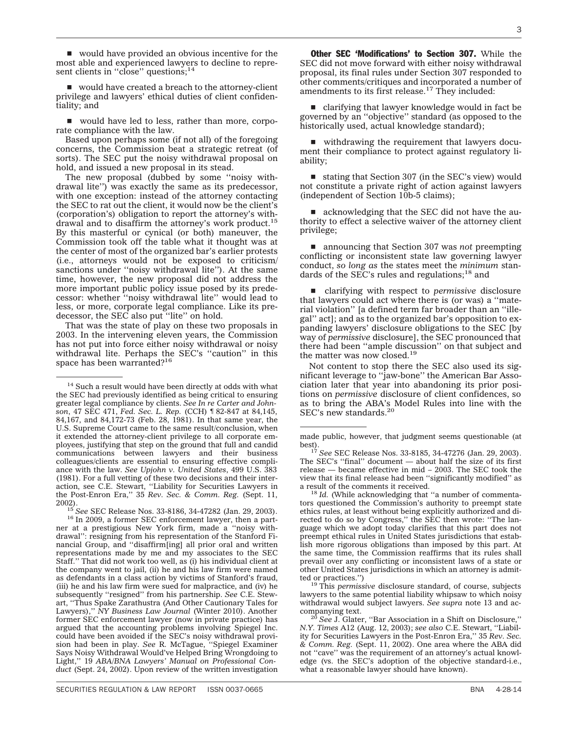- would have provided an obvious incentive for the most able and experienced lawyers to decline to represent clients in ''close'' questions;[14]

- would have created a breach to the attorney-client privilege and lawyers' ethical duties of client confidentiality; and

- would have led to less, rather than more, corporate compliance with the law.

Based upon perhaps some (if not all) of the foregoing concerns, the Commission beat a strategic retreat (of sorts). The SEC put the noisy withdrawal proposal on hold, and issued a new proposal in its stead.

The new proposal (dubbed by some ''noisy withdrawal lite'') was exactly the same as its predecessor, with one exception: instead of the attorney contacting the SEC to rat out the client, it would now be the client's (corporation's) obligation to report the attorney's withdrawal and to disaffirm the attorney's work product.[15] By this masterful or cynical (or both) maneuver, the Commission took off the table what it thought was at the center of most of the organized bar's earlier protests (i.e., attorneys would not be exposed to criticism/sanctions under ''noisy withdrawal lite''). At the same time, however, the new proposal did not address the more important public policy issue posed by its predecessor: whether ''noisy withdrawal lite'' would lead to less, or more, corporate legal compliance. Like its predecessor, the SEC also put ''lite'' on hold.

That was the state of play on these two proposals in 2003. In the intervening eleven years, the Commission has not put into force either noisy withdrawal or noisy withdrawal lite. Perhaps the SEC's ''caution'' in this space has been warranted?[16]

**Other SEC 'Modifications' to Section 307.** While the SEC did not move forward with either noisy withdrawal proposal, its final rules under Section 307 responded to other comments/critiques and incorporated a number of amendments to its first release.[17] They included:

- clarifying that lawyer knowledge would in fact be governed by an ''objective'' standard (as opposed to the historically used, actual knowledge standard);

- withdrawing the requirement that lawyers document their compliance to protect against regulatory liability;

- stating that Section 307 (in the SEC's view) would not constitute a private right of action against lawyers (independent of Section 10b-5 claims);

- acknowledging that the SEC did not have the authority to effect a selective waiver of the attorney client privilege;

- announcing that Section 307 was *not* preempting conflicting or inconsistent state law governing lawyer conduct, *so long as* the states meet the *minimum* standards of the SEC's rules and regulations;[18] and

- clarifying with respect to *permissive* disclosure that lawyers could act where there is (or was) a ''material violation'' [a defined term far broader than an ''illegal'' act]; and as to the organized bar's opposition to expanding lawyers' disclosure obligations to the SEC [by way of *permissive* disclosure], the SEC pronounced that there had been ''ample discussion'' on that subject and the matter was now closed.[19]

Not content to stop there the SEC also used its significant leverage to ''jaw-bone'' the American Bar Association later that year into abandoning its prior positions on *permissive* disclosure of client confidences, so as to bring the ABA's Model Rules into line with the SEC's new standards.[20]

---

[14] Such a result would have been directly at odds with what the SEC had previously identified as being critical to ensuring greater legal compliance by clients. *See In re Carter and Johnson*, 47 SEC 471, *Fed. Sec. L. Rep.* (CCH) ¶ 82-847 at 84,145, 84,167, and 84,172-73 (Feb. 28, 1981). In that same year, the U.S. Supreme Court came to the same result/conclusion, when it extended the attorney-client privilege to all corporate employees, justifying that step on the ground that full and candid communications between lawyers and their business colleagues/clients are essential to ensuring effective compliance with the law. *See Upjohn v. United States*, 499 U.S. 383 (1981). For a full vetting of these two decisions and their interaction, see C.E. Stewart, ''Liability for Securities Lawyers in the Post-Enron Era,'' 35 *Rev. Sec. & Comm. Reg.* (Sept. 11, 2002).

[15] *See* SEC Release Nos. 33-8186, 34-47282 (Jan. 29, 2003).

[16] In 2009, a former SEC enforcement lawyer, then a partner at a prestigious New York firm, made a ''noisy withdrawal'': resigning from his representation of the Stanford Financial Group, and ''disaffirm[ing] all prior oral and written representations made by me and my associates to the SEC Staff.'' That did not work too well, as (i) his individual client at the company went to jail, (ii) he and his law firm were named as defendants in a class action by victims of Stanford's fraud, (iii) he and his law firm were sued for malpractice, and (iv) he subsequently ''resigned'' from his partnership. *See* C.E. Stewart, ''Thus Spake Zarathustra (And Other Cautionary Tales for Lawyers),'' *NY Business Law Journal* (Winter 2010). Another former SEC enforcement lawyer (now in private practice) has argued that the accounting problems involving Spiegel Inc. could have been avoided if the SEC's noisy withdrawal provision had been in play. *See* R. McTague, ''Spiegel Examiner Says Noisy Withdrawal Would've Helped Bring Wrongdoing to Light,'' 19 *ABA/BNA Lawyers' Manual on Professional Conduct* (Sept. 24, 2002). Upon review of the written investigation made public, however, that judgment seems questionable (at best).

[17] *See* SEC Release Nos. 33-8185, 34-47276 (Jan. 29, 2003). The SEC's ''final'' document — about half the size of its first release — became effective in mid – 2003. The SEC took the view that its final release had been ''significantly modified'' as a result of the comments it received.

[18] *Id.* (While acknowledging that ''a number of commentators questioned the Commission's authority to preempt state ethics rules, at least without being explicitly authorized and directed to do so by Congress,'' the SEC then wrote: ''The language which we adopt today clarifies that this part does not preempt ethical rules in United States jurisdictions that establish more rigorous obligations than imposed by this part. At the same time, the Commission reaffirms that its rules shall prevail over any conflicting or inconsistent laws of a state or other United States jurisdictions in which an attorney is admitted or practices.'')

[19] This *permissive* disclosure standard, of course, subjects lawyers to the same potential liability whipsaw to which noisy withdrawal would subject lawyers. *See supra* note 13 and accompanying text.

[20] *See* J. Glater, ''Bar Association in a Shift on Disclosure,'' *N.Y. Times* A12 (Aug. 12, 2003); *see also* C.E. Stewart, ''Liability for Securities Lawyers in the Post-Enron Era,'' 35 *Rev. Sec. & Comm. Reg.* (Sept. 11, 2002). One area where the ABA did not ''cave'' was the requirement of an attorney's actual knowledge (vs. the SEC's adoption of the objective standard-i.e., what a reasonable lawyer should have known).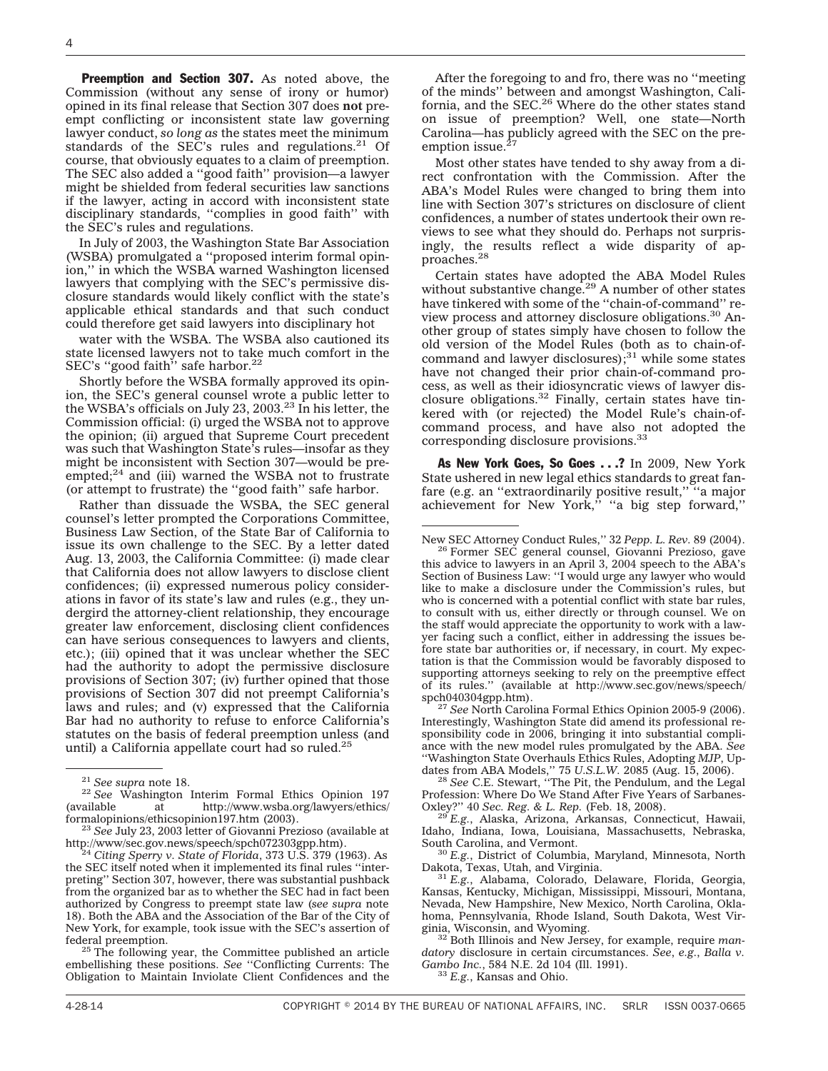**Preemption and Section 307.** As noted above, the Commission (without any sense of irony or humor) opined in its final release that Section 307 does **not** preempt conflicting or inconsistent state law governing lawyer conduct, *so long as* the states meet the minimum standards of the SEC's rules and regulations.[21] Of course, that obviously equates to a claim of preemption. The SEC also added a ''good faith'' provision—a lawyer might be shielded from federal securities law sanctions if the lawyer, acting in accord with inconsistent state disciplinary standards, ''complies in good faith'' with the SEC's rules and regulations.

In July of 2003, the Washington State Bar Association (WSBA) promulgated a ''proposed interim formal opinion,'' in which the WSBA warned Washington licensed lawyers that complying with the SEC's permissive disclosure standards would likely conflict with the state's applicable ethical standards and that such conduct could therefore get said lawyers into disciplinary hot water with the WSBA. The WSBA also cautioned its state licensed lawyers not to take much comfort in the SEC's ''good faith'' safe harbor.[22]

Shortly before the WSBA formally approved its opinion, the SEC's general counsel wrote a public letter to the WSBA's officials on July 23, 2003.[23] In his letter, the Commission official: (i) urged the WSBA not to approve the opinion; (ii) argued that Supreme Court precedent was such that Washington State's rules—insofar as they might be inconsistent with Section 307—would be preempted;[24] and (iii) warned the WSBA not to frustrate (or attempt to frustrate) the ''good faith'' safe harbor.

Rather than dissuade the WSBA, the SEC general counsel's letter prompted the Corporations Committee, Business Law Section, of the State Bar of California to issue its own challenge to the SEC. By a letter dated Aug. 13, 2003, the California Committee: (i) made clear that California does not allow lawyers to disclose client confidences; (ii) expressed numerous policy considerations in favor of its state's law and rules (e.g., they undergird the attorney-client relationship, they encourage greater law enforcement, disclosing client confidences can have serious consequences to lawyers and clients, etc.); (iii) opined that it was unclear whether the SEC had the authority to adopt the permissive disclosure provisions of Section 307; (iv) further opined that those provisions of Section 307 did not preempt California's laws and rules; and (v) expressed that the California Bar had no authority to refuse to enforce California's statutes on the basis of federal preemption unless (and until) a California appellate court had so ruled.[25]

After the foregoing to and fro, there was no ''meeting of the minds'' between and amongst Washington, California, and the SEC.[26] Where do the other states stand on issue of preemption? Well, one state—North Carolina—has publicly agreed with the SEC on the preemption issue.[27]

Most other states have tended to shy away from a direct confrontation with the Commission. After the ABA's Model Rules were changed to bring them into line with Section 307's strictures on disclosure of client confidences, a number of states undertook their own reviews to see what they should do. Perhaps not surprisingly, the results reflect a wide disparity of approaches.[28]

Certain states have adopted the ABA Model Rules without substantive change.[29] A number of other states have tinkered with some of the ''chain-of-command'' review process and attorney disclosure obligations.[30] Another group of states simply have chosen to follow the old version of the Model Rules (both as to chain-of-command and lawyer disclosures);[31] while some states have not changed their prior chain-of-command process, as well as their idiosyncratic views of lawyer disclosure obligations.[32] Finally, certain states have tinkered with (or rejected) the Model Rule's chain-of-command process, and have also not adopted the corresponding disclosure provisions.[33]

**As New York Goes, So Goes . . .?** In 2009, New York State ushered in new legal ethics standards to great fanfare (e.g. an ''extraordinarily positive result,'' ''a major achievement for New York,'' ''a big step forward,''

---

[21] *See supra* note 18.

[22] *See* Washington Interim Formal Ethics Opinion 197 (available at http://www.wsba.org/lawyers/ethics/formalopinions/ethicsopinion197.htm (2003).

[23] *See* July 23, 2003 letter of Giovanni Prezioso (available at http://www/sec.gov.news/speech/spch072303gpp.htm).

[24] *Citing Sperry v. State of Florida*, 373 U.S. 379 (1963). As the SEC itself noted when it implemented its final rules ''interpreting'' Section 307, however, there was substantial pushback from the organized bar as to whether the SEC had in fact been authorized by Congress to preempt state law (*see supra* note 18). Both the ABA and the Association of the Bar of the City of New York, for example, took issue with the SEC's assertion of federal preemption.

[25] The following year, the Committee published an article embellishing these positions. *See* ''Conflicting Currents: The Obligation to Maintain Inviolate Client Confidences and the New SEC Attorney Conduct Rules,'' 32 *Pepp. L. Rev*. 89 (2004).

[26] Former SEC general counsel, Giovanni Prezioso, gave this advice to lawyers in an April 3, 2004 speech to the ABA's Section of Business Law: ''I would urge any lawyer who would like to make a disclosure under the Commission's rules, but who is concerned with a potential conflict with state bar rules, to consult with us, either directly or through counsel. We on the staff would appreciate the opportunity to work with a lawyer facing such a conflict, either in addressing the issues before state bar authorities or, if necessary, in court. My expectation is that the Commission would be favorably disposed to supporting attorneys seeking to rely on the preemptive effect of its rules.'' (available at http://www.sec.gov/news/speech/spch040304gpp.htm).

[27] *See* North Carolina Formal Ethics Opinion 2005-9 (2006). Interestingly, Washington State did amend its professional responsibility code in 2006, bringing it into substantial compliance with the new model rules promulgated by the ABA. *See* ''Washington State Overhauls Ethics Rules, Adopting *MJP*, Updates from ABA Models,'' 75 *U.S.L.W.* 2085 (Aug. 15, 2006).

[28] *See* C.E. Stewart, ''The Pit, the Pendulum, and the Legal Profession: Where Do We Stand After Five Years of Sarbanes-Oxley?'' 40 *Sec. Reg. & L. Rep.* (Feb. 18, 2008).

[29] *E.g.*, Alaska, Arizona, Arkansas, Connecticut, Hawaii, Idaho, Indiana, Iowa, Louisiana, Massachusetts, Nebraska, South Carolina, and Vermont.

[30] *E.g.*, District of Columbia, Maryland, Minnesota, North Dakota, Texas, Utah, and Virginia.

[31] *E.g.*, Alabama, Colorado, Delaware, Florida, Georgia, Kansas, Kentucky, Michigan, Mississippi, Missouri, Montana, Nevada, New Hampshire, New Mexico, North Carolina, Oklahoma, Pennsylvania, Rhode Island, South Dakota, West Virginia, Wisconsin, and Wyoming.

[32] Both Illinois and New Jersey, for example, require *mandatory* disclosure in certain circumstances. *See*, *e.g.*, *Balla v. Gambo Inc.*, 584 N.E. 2d 104 (Ill. 1991).

[33] *E.g.*, Kansas and Ohio.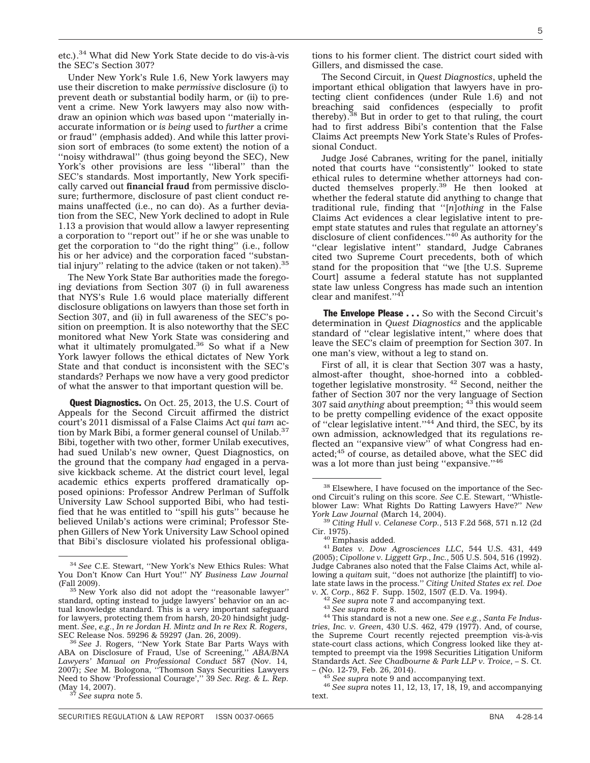etc.).[34] What did New York State decide to do vis-à-vis the SEC's Section 307?

Under New York's Rule 1.6, New York lawyers may use their discretion to make *permissive* disclosure (i) to prevent death or substantial bodily harm, or (ii) to prevent a crime. New York lawyers may also now withdraw an opinion which *was* based upon ''materially inaccurate information or *is being* used to *further* a crime or fraud'' (emphasis added). And while this latter provision sort of embraces (to some extent) the notion of a ''noisy withdrawal'' (thus going beyond the SEC), New York's other provisions are less ''liberal'' than the SEC's standards. Most importantly, New York specifically carved out **financial fraud** from permissive disclosure; furthermore, disclosure of past client conduct remains unaffected (i.e., no can do). As a further deviation from the SEC, New York declined to adopt in Rule 1.13 a provision that would allow a lawyer representing a corporation to ''report out'' if he or she was unable to get the corporation to ''do the right thing'' (i.e., follow his or her advice) and the corporation faced ''substantial injury'' relating to the advice (taken or not taken).[35]

The New York State Bar authorities made the foregoing deviations from Section 307 (i) in full awareness that NYS's Rule 1.6 would place materially different disclosure obligations on lawyers than those set forth in Section 307, and (ii) in full awareness of the SEC's position on preemption. It is also noteworthy that the SEC monitored what New York State was considering and what it ultimately promulgated.[36] So what if a New York lawyer follows the ethical dictates of New York State and that conduct is inconsistent with the SEC's standards? Perhaps we now have a very good predictor of what the answer to that important question will be.

**Quest Diagnostics.** On Oct. 25, 2013, the U.S. Court of Appeals for the Second Circuit affirmed the district court's 2011 dismissal of a False Claims Act *qui tam* action by Mark Bibi, a former general counsel of Unilab.[37] Bibi, together with two other, former Unilab executives, had sued Unilab's new owner, Quest Diagnostics, on the ground that the company *had* engaged in a pervasive kickback scheme. At the district court level, legal academic ethics experts proffered dramatically opposed opinions: Professor Andrew Perlman of Suffolk University Law School supported Bibi, who had testified that he was entitled to ''spill his guts'' because he believed Unilab's actions were criminal; Professor Stephen Gillers of New York University Law School opined that Bibi's disclosure violated his professional obligations to his former client. The district court sided with Gillers, and dismissed the case.

The Second Circuit, in *Quest Diagnostics*, upheld the important ethical obligation that lawyers have in protecting client confidences (under Rule 1.6) and not breaching said confidences (especially to profit thereby).[38] But in order to get to that ruling, the court had to first address Bibi's contention that the False Claims Act preempts New York State's Rules of Professional Conduct.

Judge José Cabranes, writing for the panel, initially noted that courts have ''consistently'' looked to state ethical rules to determine whether attorneys had conducted themselves properly.[39] He then looked at whether the federal statute did anything to change that traditional rule, finding that ''[*n*]*othing* in the False Claims Act evidences a clear legislative intent to preempt state statutes and rules that regulate an attorney's disclosure of client confidences.''[40] As authority for the ''clear legislative intent'' standard, Judge Cabranes cited two Supreme Court precedents, both of which stand for the proposition that ''we [the U.S. Supreme Court] assume a federal statute has not supplanted state law unless Congress has made such an intention clear and manifest.''[41]

**The Envelope Please . . .** So with the Second Circuit's determination in *Quest Diagnostics* and the applicable standard of ''clear legislative intent,'' where does that leave the SEC's claim of preemption for Section 307. In one man's view, without a leg to stand on.

First of all, it is clear that Section 307 was a hasty, almost-after thought, shoe-horned into a cobbled-together legislative monstrosity. [42] Second, neither the father of Section 307 nor the very language of Section 307 said *anything* about preemption; [43] this would seem to be pretty compelling evidence of the exact opposite of ''clear legislative intent.''[44] And third, the SEC, by its own admission, acknowledged that its regulations reflected an ''expansive view'' of what Congress had enacted;[45] of course, as detailed above, what the SEC did was a lot more than just being ''expansive.''[46]

---

[34] *See* C.E. Stewart, ''New York's New Ethics Rules: What You Don't Know Can Hurt You!'' *NY Business Law Journal* (Fall 2009).

[35] New York also did not adopt the ''reasonable lawyer'' standard, opting instead to judge lawyers' behavior on an actual knowledge standard. This is a *very* important safeguard for lawyers, protecting them from harsh, 20-20 hindsight judgment. *See*, *e.g.*, *In re Jordan H. Mintz and In re Rex R. Rogers*, SEC Release Nos. 59296 & 59297 (Jan. 26, 2009).

[36] *See* J. Rogers, ''New York State Bar Parts Ways with ABA on Disclosure of Fraud, Use of Screening,'' *ABA/BNA Lawyers' Manual on Professional Conduct* 587 (Nov. 14, 2007); *See* M. Bologona, ''Thomson Says Securities Lawyers Need to Show 'Professional Courage','' 39 *Sec. Reg. & L. Rep.* (May 14, 2007).

[37] *See supra* note 5.

[38] Elsewhere, I have focused on the importance of the Second Circuit's ruling on this score. *See* C.E. Stewart, ''Whistleblower Law: What Rights Do Ratting Lawyers Have?'' *New York Law Journal* (March 14, 2004).

[39] *Citing Hull v. Celanese Corp.*, 513 F.2d 568, 571 n.12 (2d Cir. 1975).

[40] Emphasis added.

[41] *Bates v. Dow Agrosciences LLC*, 544 U.S. 431, 449 (2005); *Cipollone v. Liggett Grp., Inc.*, 505 U.S. 504, 516 (1992). Judge Cabranes also noted that the False Claims Act, while allowing a *quitam* suit, ''does not authorize [the plaintiff] to violate state laws in the process.'' *Citing United States ex rel. Doe v. X. Corp.*, 862 F. Supp. 1502, 1507 (E.D. Va. 1994).

[42] *See supra* note 7 and accompanying text.

[43] *See supra* note 8.

[44] This standard is not a new one. *See e.g.*, *Santa Fe Industries, Inc. v. Green*, 430 U.S. 462, 479 (1977). And, of course, the Supreme Court recently rejected preemption vis-à-vis state-court class actions, which Congress looked like they attempted to preempt via the 1998 Securities Litigation Uniform Standards Act. *See Chadbourne & Park LLP v. Troice*, – S. Ct. – (No. 12-79, Feb. 26, 2014).

[45] *See supra* note 9 and accompanying text.

[46] *See supra* notes 11, 12, 13, 17, 18, 19, and accompanying text.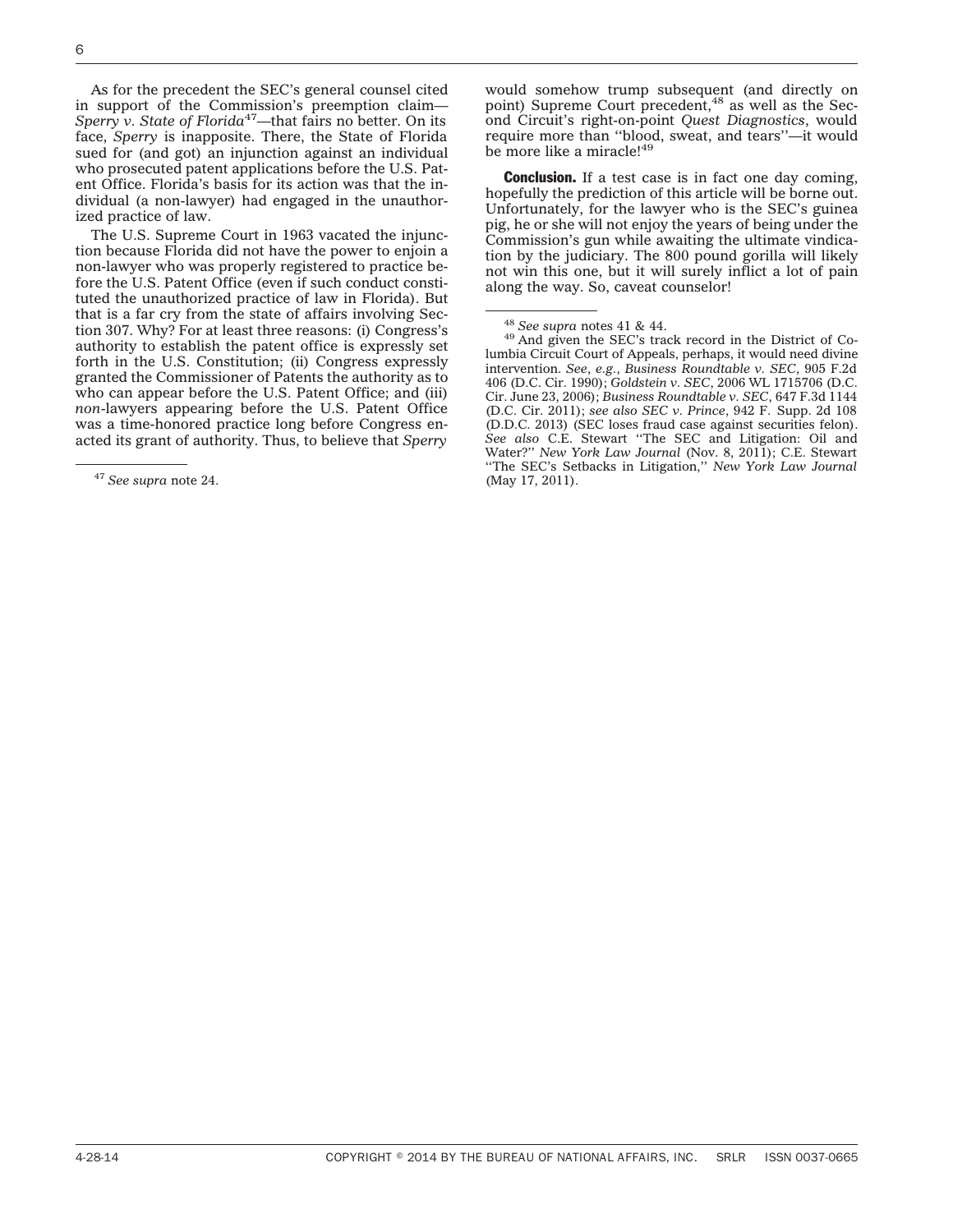As for the precedent the SEC's general counsel cited in support of the Commission's preemption claim—*Sperry v. State of Florida*[47]—that fairs no better. On its face, *Sperry* is inapposite. There, the State of Florida sued for (and got) an injunction against an individual who prosecuted patent applications before the U.S. Patent Office. Florida's basis for its action was that the individual (a non-lawyer) had engaged in the unauthorized practice of law.

The U.S. Supreme Court in 1963 vacated the injunction because Florida did not have the power to enjoin a non-lawyer who was properly registered to practice before the U.S. Patent Office (even if such conduct constituted the unauthorized practice of law in Florida). But that is a far cry from the state of affairs involving Section 307. Why? For at least three reasons: (i) Congress's authority to establish the patent office is expressly set forth in the U.S. Constitution; (ii) Congress expressly granted the Commissioner of Patents the authority as to who can appear before the U.S. Patent Office; and (iii) *non*-lawyers appearing before the U.S. Patent Office was a time-honored practice long before Congress enacted its grant of authority. Thus, to believe that *Sperry* would somehow trump subsequent (and directly on point) Supreme Court precedent,[48] as well as the Second Circuit's right-on-point *Quest Diagnostics*, would require more than ''blood, sweat, and tears''—it would be more like a miracle![49]

**Conclusion.** If a test case is in fact one day coming, hopefully the prediction of this article will be borne out. Unfortunately, for the lawyer who is the SEC's guinea pig, he or she will not enjoy the years of being under the Commission's gun while awaiting the ultimate vindication by the judiciary. The 800 pound gorilla will likely not win this one, but it will surely inflict a lot of pain along the way. So, caveat counselor!

---

[47] *See supra* note 24.

[48] *See supra* notes 41 & 44.

[49] And given the SEC's track record in the District of Columbia Circuit Court of Appeals, perhaps, it would need divine intervention. *See, e.g.*, *Business Roundtable v. SEC*, 905 F.2d 406 (D.C. Cir. 1990); *Goldstein v. SEC*, 2006 WL 1715706 (D.C. Cir. June 23, 2006); *Business Roundtable v. SEC*, 647 F.3d 1144 (D.C. Cir. 2011); *see also SEC v. Prince*, 942 F. Supp. 2d 108 (D.D.C. 2013) (SEC loses fraud case against securities felon). *See also* C.E. Stewart ''The SEC and Litigation: Oil and Water?'' *New York Law Journal* (Nov. 8, 2011); C.E. Stewart ''The SEC's Setbacks in Litigation,'' *New York Law Journal* (May 17, 2011).